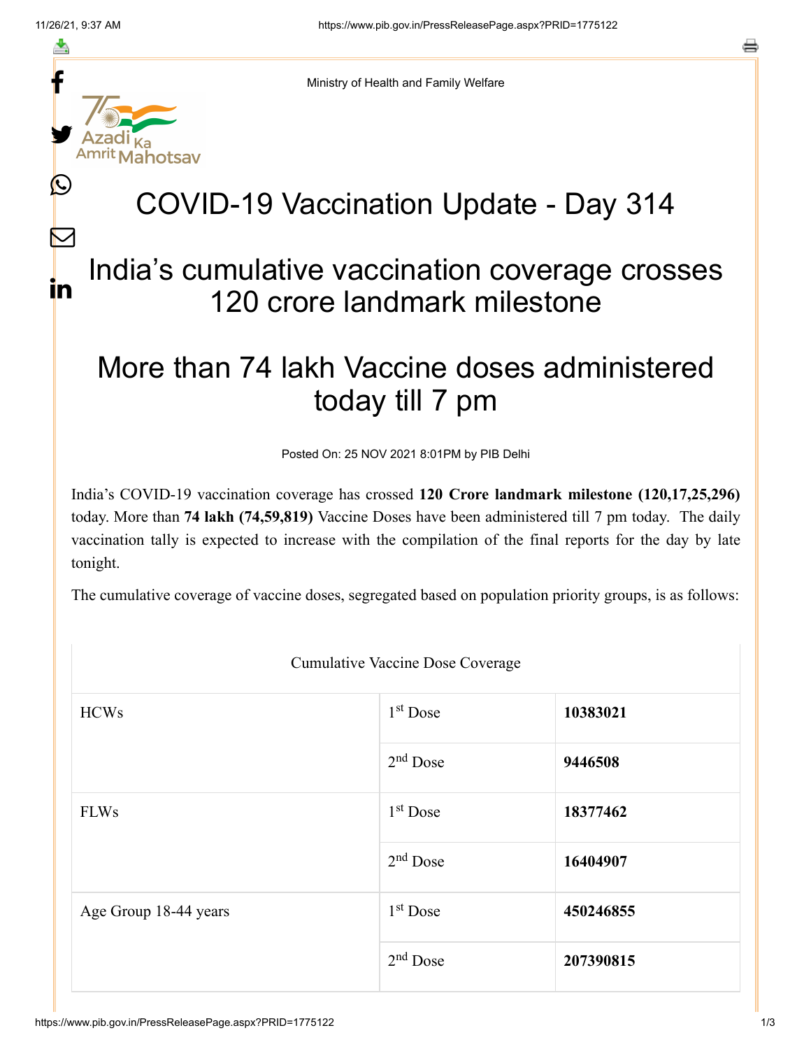Ministry of Health and Family Welfare

# COVID-19 Vaccination Update - Day 314

## India's cumulative vaccination coverage crosses 120 crore landmark milestone

## More than 74 lakh Vaccine doses administered today till 7 pm

Posted On: 25 NOV 2021 8:01PM by PIB Delhi

India's COVID-19 vaccination coverage has crossed **120 Crore landmark milestone (120,17,25,296)** today. More than **74 lakh (74,59,819)** Vaccine Doses have been administered till 7 pm today. The daily vaccination tally is expected to increase with the compilation of the final reports for the day by late tonight.

The cumulative coverage of vaccine doses, segregated based on population priority groups, is as follows:

| Cumulative Vaccine Dose Coverage | | |
|---|---|---|
| HCWs | 1st Dose | **10383021** |
| | 2nd Dose | **9446508** |
| FLWs | 1st Dose | **18377462** |
| | 2nd Dose | **16404907** |
| Age Group 18-44 years | 1st Dose | **450246855** |
| | 2nd Dose | **207390815** |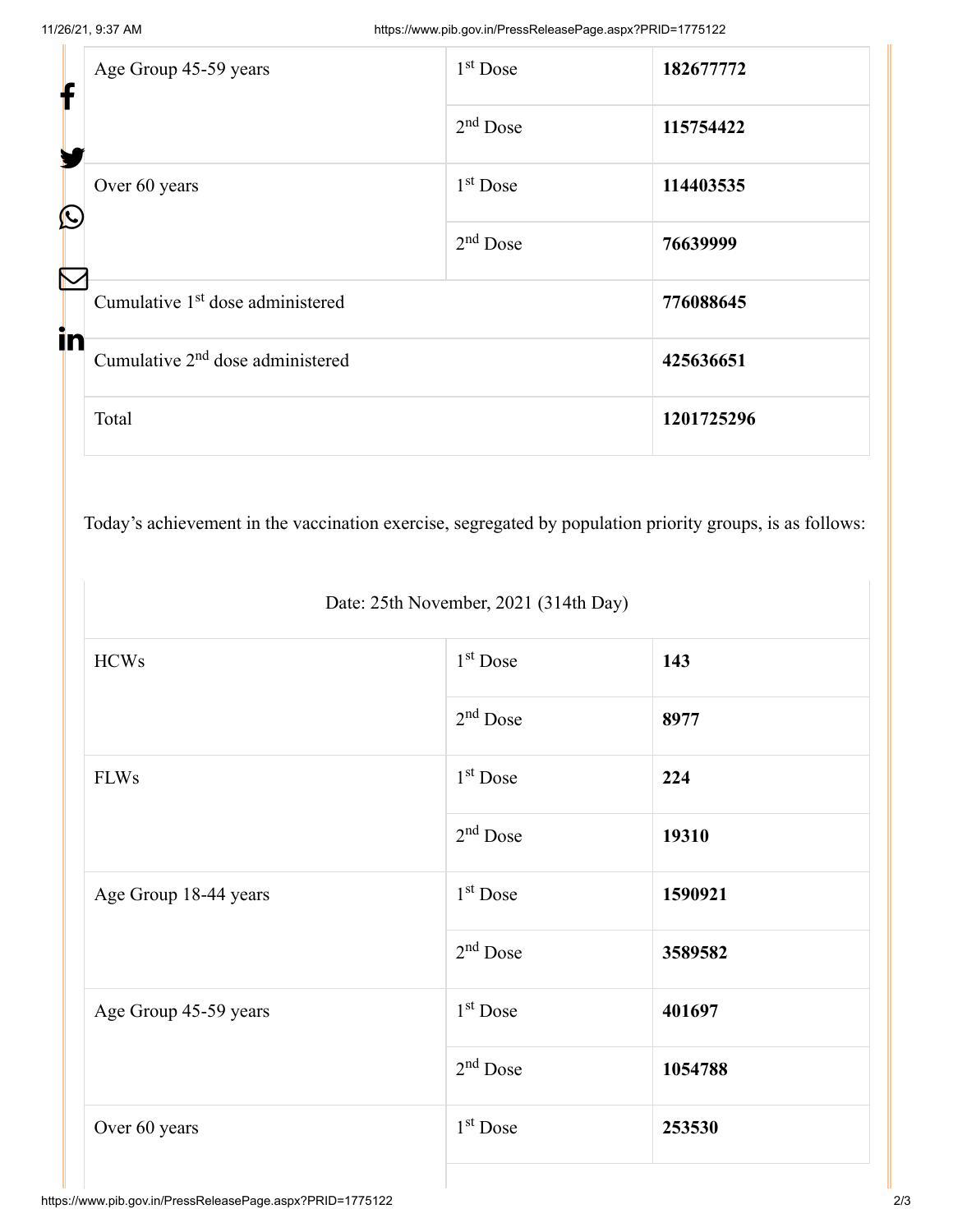| Age Group 45-59 years | 1st Dose | **182677772** |
|---|---|---|
| | 2nd Dose | **115754422** |
| Over 60 years | 1st Dose | **114403535** |
| | 2nd Dose | **76639999** |
| Cumulative 1st dose administered | | **776088645** |
| Cumulative 2nd dose administered | | **425636651** |
| Total | | **1201725296** |

Today's achievement in the vaccination exercise, segregated by population priority groups, is as follows:

| Date: 25th November, 2021 (314th Day) | | |
|---|---|---|
| HCWs | 1st Dose | **143** |
| | 2nd Dose | **8977** |
| FLWs | 1st Dose | **224** |
| | 2nd Dose | **19310** |
| Age Group 18-44 years | 1st Dose | **1590921** |
| | 2nd Dose | **3589582** |
| Age Group 45-59 years | 1st Dose | **401697** |
| | 2nd Dose | **1054788** |
| Over 60 years | 1st Dose | **253530** |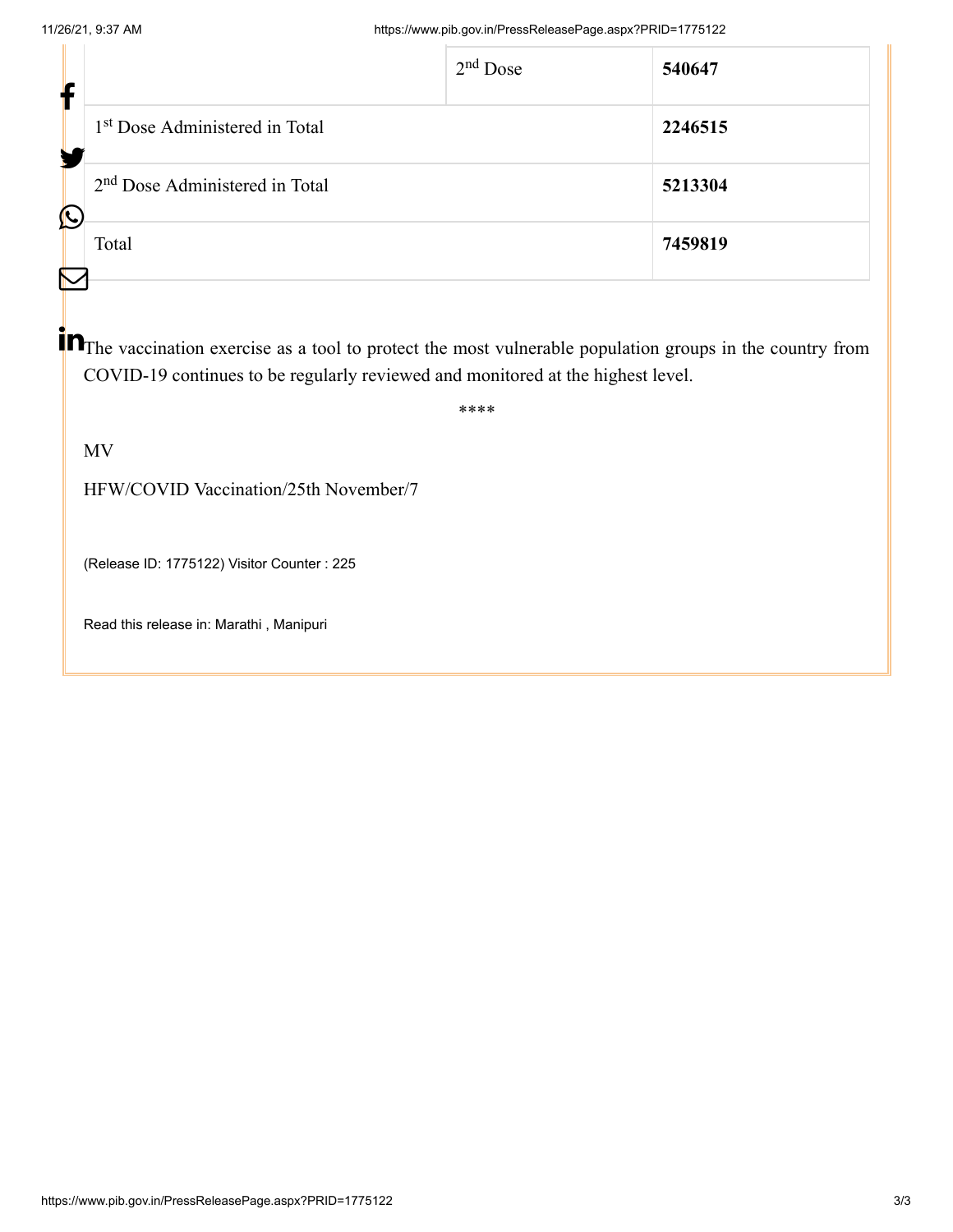| | | |
|---|---|---|
| | 2nd Dose | **540647** |
| 1st Dose Administered in Total | | **2246515** |
| 2nd Dose Administered in Total | | **5213304** |
| Total | | **7459819** |

The vaccination exercise as a tool to protect the most vulnerable population groups in the country from COVID-19 continues to be regularly reviewed and monitored at the highest level.

****

MV

HFW/COVID Vaccination/25th November/7

(Release ID: 1775122) Visitor Counter : 225

Read this release in: Marathi , Manipuri